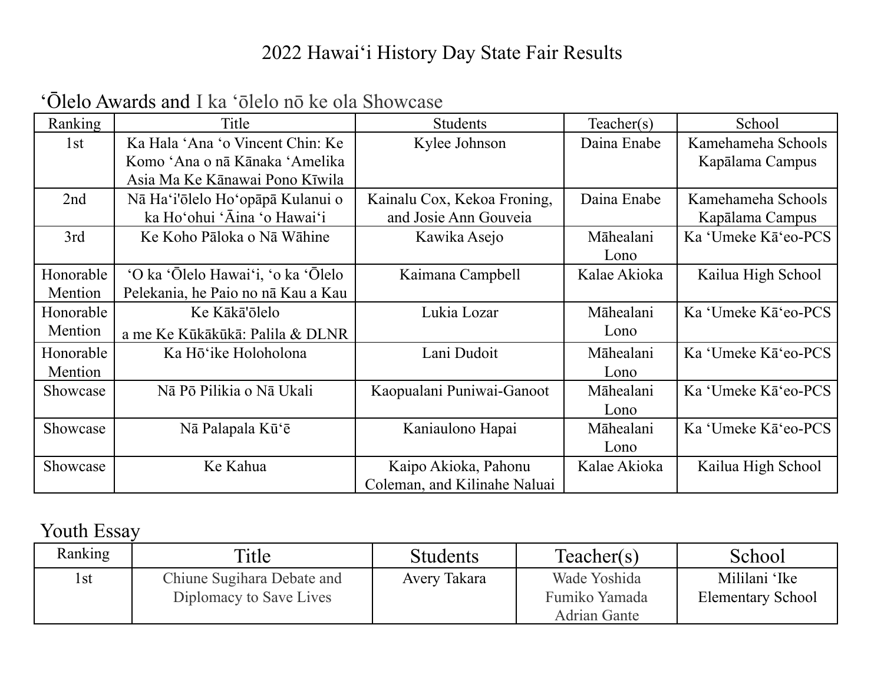# 2022 Hawaiʻi History Day State Fair Results

## ʻŌlelo Awards and I ka ʻōlelo nō ke ola Showcase

| Ranking | Title | Students | Teacher(s) | School |
|---|---|---|---|---|
| 1st | Ka Hala ʻAna ʻo Vincent Chin: Ke Komo ʻAna o nā Kānaka ʻAmelika Asia Ma Ke Kānawai Pono Kīwila | Kylee Johnson | Daina Enabe | Kamehameha Schools Kapālama Campus |
| 2nd | Nā Haʻi'ōlelo Hoʻopāpā Kulanui o ka Hoʻohui ʻĀina ʻo Hawaiʻi | Kainalu Cox, Kekoa Froning, and Josie Ann Gouveia | Daina Enabe | Kamehameha Schools Kapālama Campus |
| 3rd | Ke Koho Pāloka o Nā Wāhine | Kawika Asejo | Māhealani Lono | Ka ʻUmeke Kāʻeo-PCS |
| Honorable Mention | ʻO ka ʻŌlelo Hawaiʻi, ʻo ka ʻŌlelo Pelekania, he Paio no nā Kau a Kau | Kaimana Campbell | Kalae Akioka | Kailua High School |
| Honorable Mention | Ke Kākā'ōlelo a me Ke Kūkākūkā: Palila & DLNR | Lukia Lozar | Māhealani Lono | Ka ʻUmeke Kāʻeo-PCS |
| Honorable Mention | Ka Hōʻike Holoholona | Lani Dudoit | Māhealani Lono | Ka ʻUmeke Kāʻeo-PCS |
| Showcase | Nā Pō Pilikia o Nā Ukali | Kaopualani Puniwai-Ganoot | Māhealani Lono | Ka ʻUmeke Kāʻeo-PCS |
| Showcase | Nā Palapala Kūʻē | Kaniaulono Hapai | Māhealani Lono | Ka ʻUmeke Kāʻeo-PCS |
| Showcase | Ke Kahua | Kaipo Akioka, Pahonu Coleman, and Kilinahe Naluai | Kalae Akioka | Kailua High School |

## Youth Essay

| Ranking | Title | Students | Teacher(s) | School |
|---|---|---|---|---|
| 1st | Chiune Sugihara Debate and Diplomacy to Save Lives | Avery Takara | Wade Yoshida<br>Fumiko Yamada<br>Adrian Gante | Mililani ʻIke Elementary School |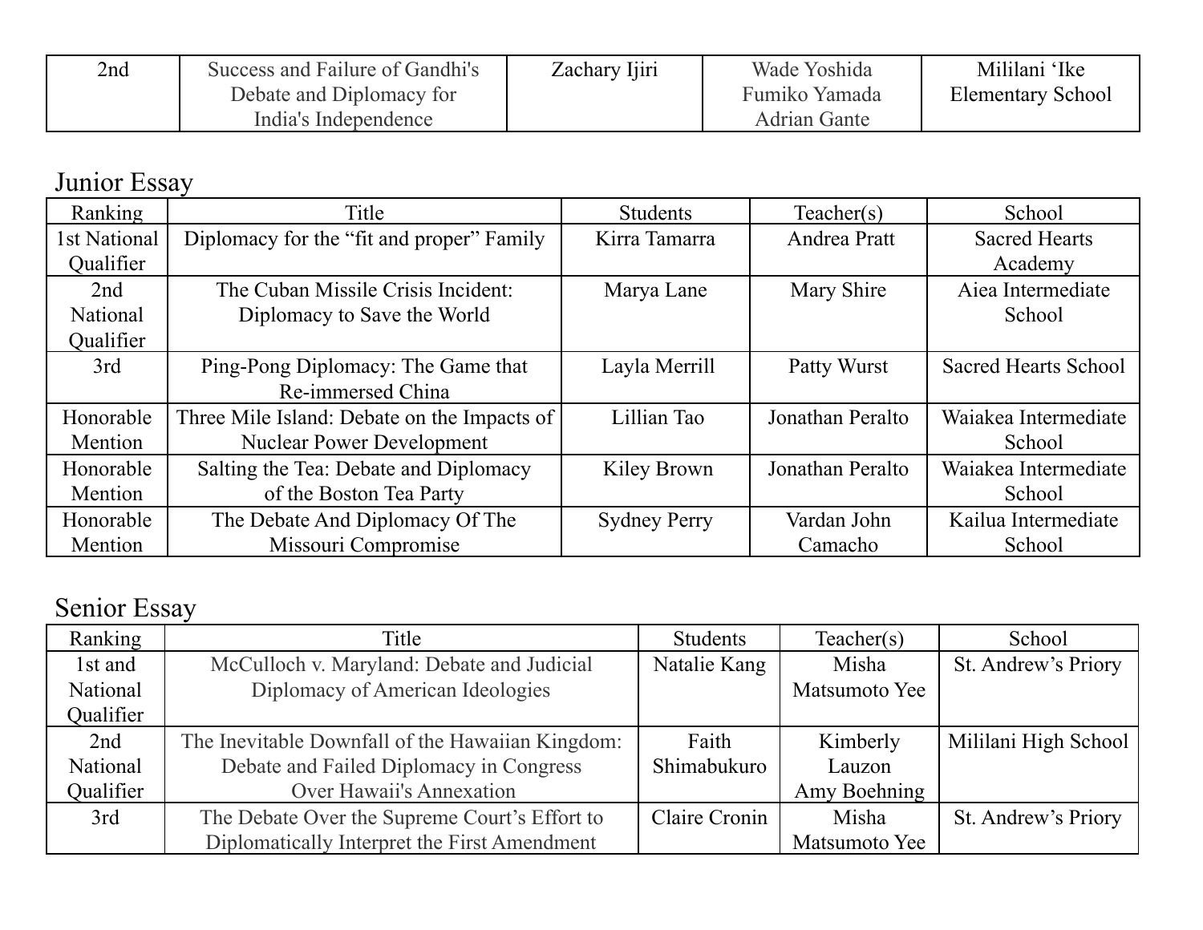| | | | | |
|---|---|---|---|---|
| 2nd | Success and Failure of Gandhi's Debate and Diplomacy for India's Independence | Zachary Ijiri | Wade Yoshida<br>Fumiko Yamada<br>Adrian Gante | Mililani ʻIke Elementary School |

## Junior Essay

| Ranking | Title | Students | Teacher(s) | School |
|---|---|---|---|---|
| 1st National Qualifier | Diplomacy for the "fit and proper" Family | Kirra Tamarra | Andrea Pratt | Sacred Hearts Academy |
| 2nd National Qualifier | The Cuban Missile Crisis Incident: Diplomacy to Save the World | Marya Lane | Mary Shire | Aiea Intermediate School |
| 3rd | Ping-Pong Diplomacy: The Game that Re-immersed China | Layla Merrill | Patty Wurst | Sacred Hearts School |
| Honorable Mention | Three Mile Island: Debate on the Impacts of Nuclear Power Development | Lillian Tao | Jonathan Peralto | Waiakea Intermediate School |
| Honorable Mention | Salting the Tea: Debate and Diplomacy of the Boston Tea Party | Kiley Brown | Jonathan Peralto | Waiakea Intermediate School |
| Honorable Mention | The Debate And Diplomacy Of The Missouri Compromise | Sydney Perry | Vardan John Camacho | Kailua Intermediate School |

## Senior Essay

| Ranking | Title | Students | Teacher(s) | School |
|---|---|---|---|---|
| 1st and National Qualifier | McCulloch v. Maryland: Debate and Judicial Diplomacy of American Ideologies | Natalie Kang | Misha Matsumoto Yee | St. Andrew's Priory |
| 2nd National Qualifier | The Inevitable Downfall of the Hawaiian Kingdom: Debate and Failed Diplomacy in Congress Over Hawaii's Annexation | Faith Shimabukuro | Kimberly Lauzon<br>Amy Boehning | Mililani High School |
| 3rd | The Debate Over the Supreme Court's Effort to Diplomatically Interpret the First Amendment | Claire Cronin | Misha Matsumoto Yee | St. Andrew's Priory |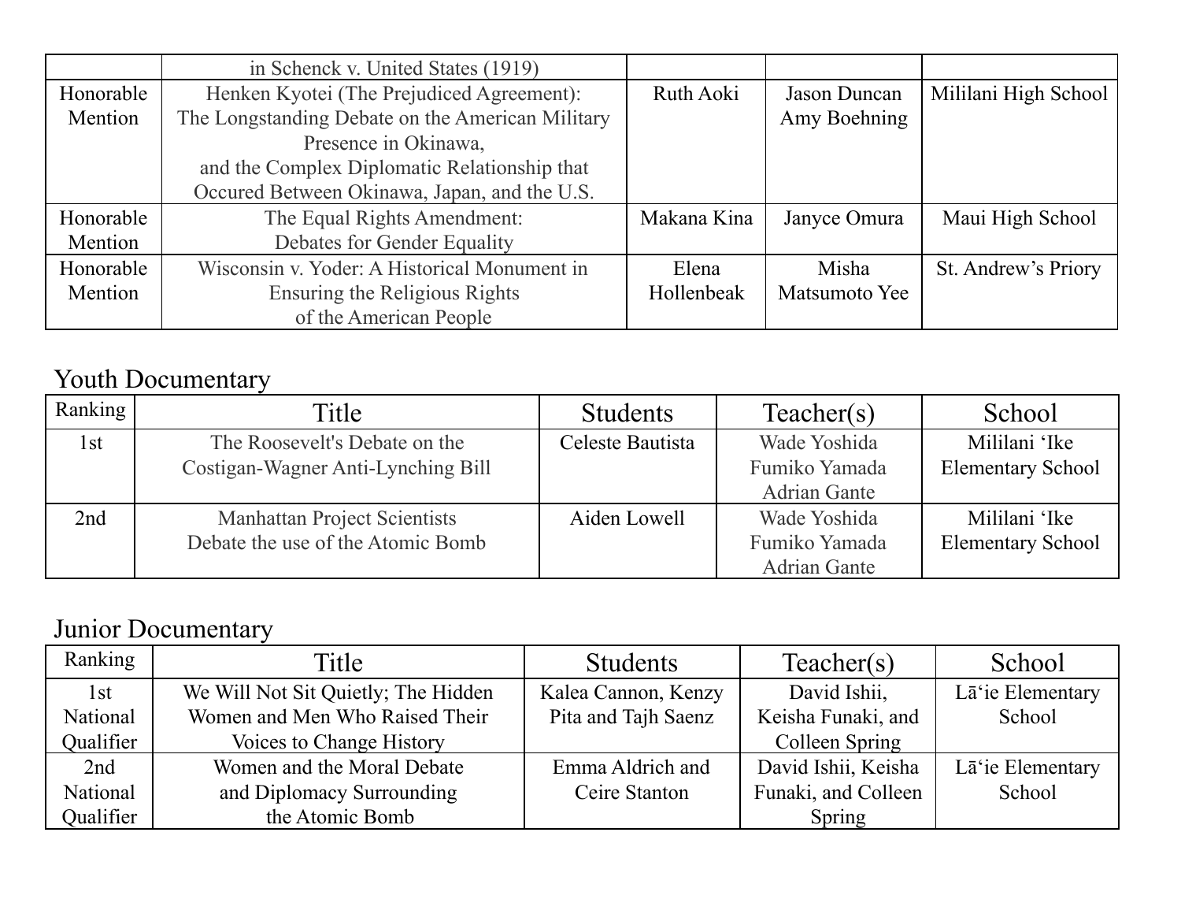| | | | | |
|---|---|---|---|---|
| | in Schenck v. United States (1919) | | | |
| Honorable Mention | Henken Kyotei (The Prejudiced Agreement): The Longstanding Debate on the American Military Presence in Okinawa, and the Complex Diplomatic Relationship that Occured Between Okinawa, Japan, and the U.S. | Ruth Aoki | Jason Duncan Amy Boehning | Mililani High School |
| Honorable Mention | The Equal Rights Amendment: Debates for Gender Equality | Makana Kina | Janyce Omura | Maui High School |
| Honorable Mention | Wisconsin v. Yoder: A Historical Monument in Ensuring the Religious Rights of the American People | Elena Hollenbeak | Misha Matsumoto Yee | St. Andrew's Priory |

## Youth Documentary

| Ranking | Title | Students | Teacher(s) | School |
|---|---|---|---|---|
| 1st | The Roosevelt's Debate on the Costigan-Wagner Anti-Lynching Bill | Celeste Bautista | Wade Yoshida Fumiko Yamada Adrian Gante | Mililani ʻIke Elementary School |
| 2nd | Manhattan Project Scientists Debate the use of the Atomic Bomb | Aiden Lowell | Wade Yoshida Fumiko Yamada Adrian Gante | Mililani ʻIke Elementary School |

## Junior Documentary

| Ranking | Title | Students | Teacher(s) | School |
|---|---|---|---|---|
| 1st National Qualifier | We Will Not Sit Quietly; The Hidden Women and Men Who Raised Their Voices to Change History | Kalea Cannon, Kenzy Pita and Tajh Saenz | David Ishii, Keisha Funaki, and Colleen Spring | Lāʻie Elementary School |
| 2nd National Qualifier | Women and the Moral Debate and Diplomacy Surrounding the Atomic Bomb | Emma Aldrich and Ceire Stanton | David Ishii, Keisha Funaki, and Colleen Spring | Lāʻie Elementary School |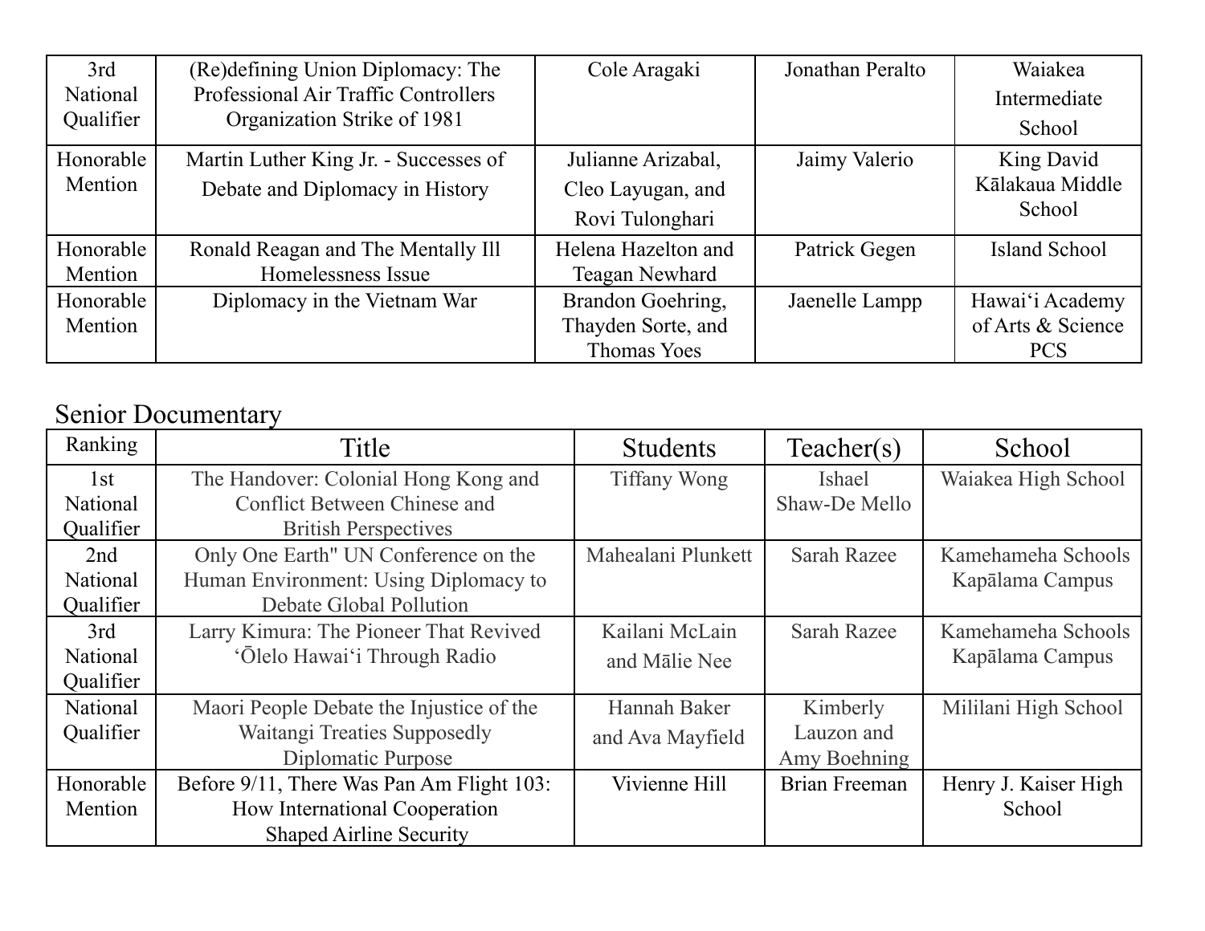| 3rd National Qualifier | (Re)defining Union Diplomacy: The Professional Air Traffic Controllers Organization Strike of 1981 | Cole Aragaki | Jonathan Peralto | Waiakea Intermediate School |
|---|---|---|---|---|
| Honorable Mention | Martin Luther King Jr. - Successes of Debate and Diplomacy in History | Julianne Arizabal, Cleo Layugan, and Rovi Tulonghari | Jaimy Valerio | King David Kālakaua Middle School |
| Honorable Mention | Ronald Reagan and The Mentally Ill Homelessness Issue | Helena Hazelton and Teagan Newhard | Patrick Gegen | Island School |
| Honorable Mention | Diplomacy in the Vietnam War | Brandon Goehring, Thayden Sorte, and Thomas Yoes | Jaenelle Lampp | Hawaiʻi Academy of Arts & Science PCS |

## Senior Documentary

| Ranking | Title | Students | Teacher(s) | School |
|---|---|---|---|---|
| 1st National Qualifier | The Handover: Colonial Hong Kong and Conflict Between Chinese and British Perspectives | Tiffany Wong | Ishael Shaw-De Mello | Waiakea High School |
| 2nd National Qualifier | Only One Earth" UN Conference on the Human Environment: Using Diplomacy to Debate Global Pollution | Mahealani Plunkett | Sarah Razee | Kamehameha Schools Kapālama Campus |
| 3rd National Qualifier | Larry Kimura: The Pioneer That Revived ʻŌlelo Hawaiʻi Through Radio | Kailani McLain and Mālie Nee | Sarah Razee | Kamehameha Schools Kapālama Campus |
| National Qualifier | Maori People Debate the Injustice of the Waitangi Treaties Supposedly Diplomatic Purpose | Hannah Baker and Ava Mayfield | Kimberly Lauzon and Amy Boehning | Mililani High School |
| Honorable Mention | Before 9/11, There Was Pan Am Flight 103: How International Cooperation Shaped Airline Security | Vivienne Hill | Brian Freeman | Henry J. Kaiser High School |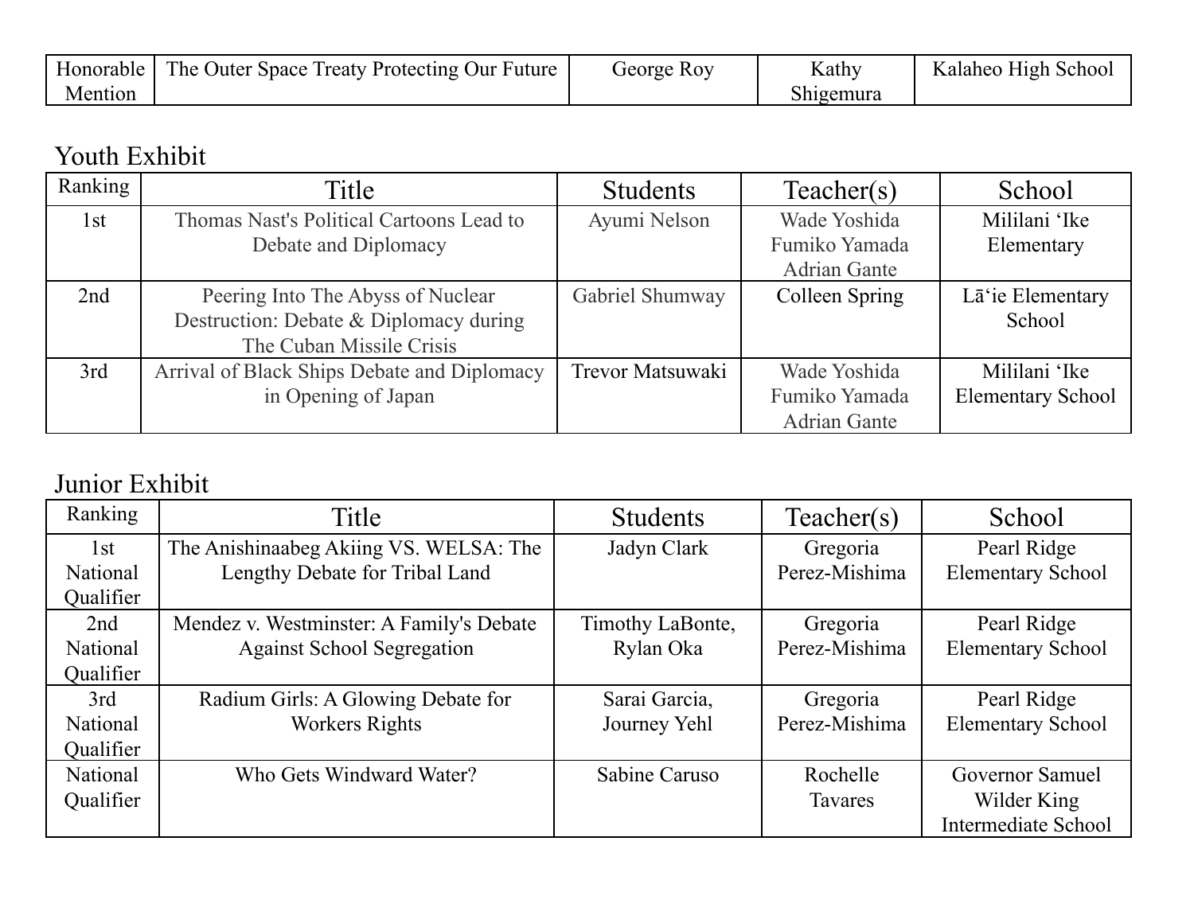| Honorable Mention | The Outer Space Treaty Protecting Our Future | George Roy | Kathy Shigemura | Kalaheo High School |
| --- | --- | --- | --- | --- |

## Youth Exhibit

| Ranking | Title | Students | Teacher(s) | School |
| --- | --- | --- | --- | --- |
| 1st | Thomas Nast's Political Cartoons Lead to Debate and Diplomacy | Ayumi Nelson | Wade Yoshida<br>Fumiko Yamada<br>Adrian Gante | Mililani ʻIke Elementary |
| 2nd | Peering Into The Abyss of Nuclear Destruction: Debate & Diplomacy during The Cuban Missile Crisis | Gabriel Shumway | Colleen Spring | Lāʻie Elementary School |
| 3rd | Arrival of Black Ships Debate and Diplomacy in Opening of Japan | Trevor Matsuwaki | Wade Yoshida<br>Fumiko Yamada<br>Adrian Gante | Mililani ʻIke Elementary School |

## Junior Exhibit

| Ranking | Title | Students | Teacher(s) | School |
| --- | --- | --- | --- | --- |
| 1st National Qualifier | The Anishinaabeg Akiing VS. WELSA: The Lengthy Debate for Tribal Land | Jadyn Clark | Gregoria Perez-Mishima | Pearl Ridge Elementary School |
| 2nd National Qualifier | Mendez v. Westminster: A Family's Debate Against School Segregation | Timothy LaBonte, Rylan Oka | Gregoria Perez-Mishima | Pearl Ridge Elementary School |
| 3rd National Qualifier | Radium Girls: A Glowing Debate for Workers Rights | Sarai Garcia, Journey Yehl | Gregoria Perez-Mishima | Pearl Ridge Elementary School |
| National Qualifier | Who Gets Windward Water? | Sabine Caruso | Rochelle Tavares | Governor Samuel Wilder King Intermediate School |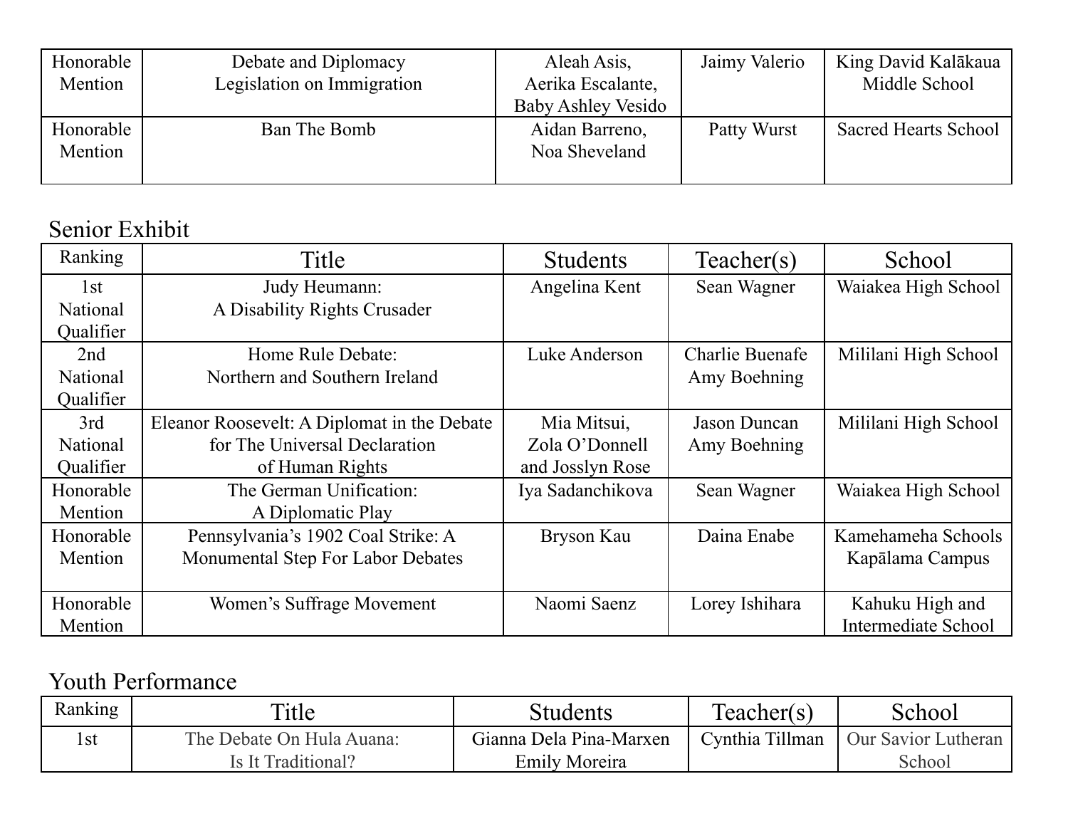| | | | | |
|---|---|---|---|---|
| Honorable Mention | Debate and Diplomacy Legislation on Immigration | Aleah Asis, Aerika Escalante, Baby Ashley Vesido | Jaimy Valerio | King David Kalākaua Middle School |
| Honorable Mention | Ban The Bomb | Aidan Barreno, Noa Sheveland | Patty Wurst | Sacred Hearts School |

## Senior Exhibit

| Ranking | Title | Students | Teacher(s) | School |
|---|---|---|---|---|
| 1st National Qualifier | Judy Heumann: A Disability Rights Crusader | Angelina Kent | Sean Wagner | Waiakea High School |
| 2nd National Qualifier | Home Rule Debate: Northern and Southern Ireland | Luke Anderson | Charlie Buenafe Amy Boehning | Mililani High School |
| 3rd National Qualifier | Eleanor Roosevelt: A Diplomat in the Debate for The Universal Declaration of Human Rights | Mia Mitsui, Zola O'Donnell and Josslyn Rose | Jason Duncan Amy Boehning | Mililani High School |
| Honorable Mention | The German Unification: A Diplomatic Play | Iya Sadanchikova | Sean Wagner | Waiakea High School |
| Honorable Mention | Pennsylvania's 1902 Coal Strike: A Monumental Step For Labor Debates | Bryson Kau | Daina Enabe | Kamehameha Schools Kapālama Campus |
| Honorable Mention | Women's Suffrage Movement | Naomi Saenz | Lorey Ishihara | Kahuku High and Intermediate School |

## Youth Performance

| Ranking | Title | Students | Teacher(s) | School |
|---|---|---|---|---|
| 1st | The Debate On Hula Auana: Is It Traditional? | Gianna Dela Pina-Marxen Emily Moreira | Cynthia Tillman | Our Savior Lutheran School |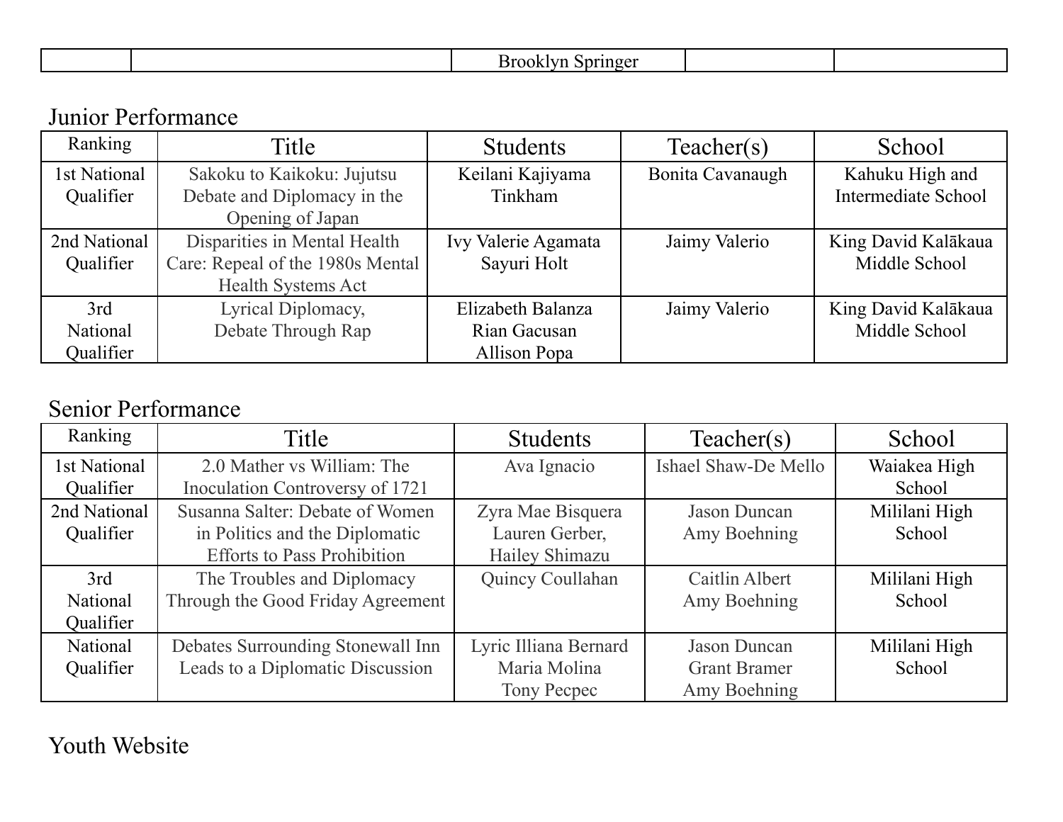| | | Brooklyn Springer | | |
|---|---|---|---|---|

## Junior Performance

| Ranking | Title | Students | Teacher(s) | School |
|---|---|---|---|---|
| 1st National Qualifier | Sakoku to Kaikoku: Jujutsu Debate and Diplomacy in the Opening of Japan | Keilani Kajiyama Tinkham | Bonita Cavanaugh | Kahuku High and Intermediate School |
| 2nd National Qualifier | Disparities in Mental Health Care: Repeal of the 1980s Mental Health Systems Act | Ivy Valerie Agamata<br>Sayuri Holt | Jaimy Valerio | King David Kalākaua Middle School |
| 3rd National Qualifier | Lyrical Diplomacy, Debate Through Rap | Elizabeth Balanza<br>Rian Gacusan<br>Allison Popa | Jaimy Valerio | King David Kalākaua Middle School |

## Senior Performance

| Ranking | Title | Students | Teacher(s) | School |
|---|---|---|---|---|
| 1st National Qualifier | 2.0 Mather vs William: The Inoculation Controversy of 1721 | Ava Ignacio | Ishael Shaw-De Mello | Waiakea High School |
| 2nd National Qualifier | Susanna Salter: Debate of Women in Politics and the Diplomatic Efforts to Pass Prohibition | Zyra Mae Bisquera<br>Lauren Gerber,<br>Hailey Shimazu | Jason Duncan<br>Amy Boehning | Mililani High School |
| 3rd National Qualifier | The Troubles and Diplomacy Through the Good Friday Agreement | Quincy Coullahan | Caitlin Albert<br>Amy Boehning | Mililani High School |
| National Qualifier | Debates Surrounding Stonewall Inn Leads to a Diplomatic Discussion | Lyric Illiana Bernard<br>Maria Molina<br>Tony Pecpec | Jason Duncan<br>Grant Bramer<br>Amy Boehning | Mililani High School |

## Youth Website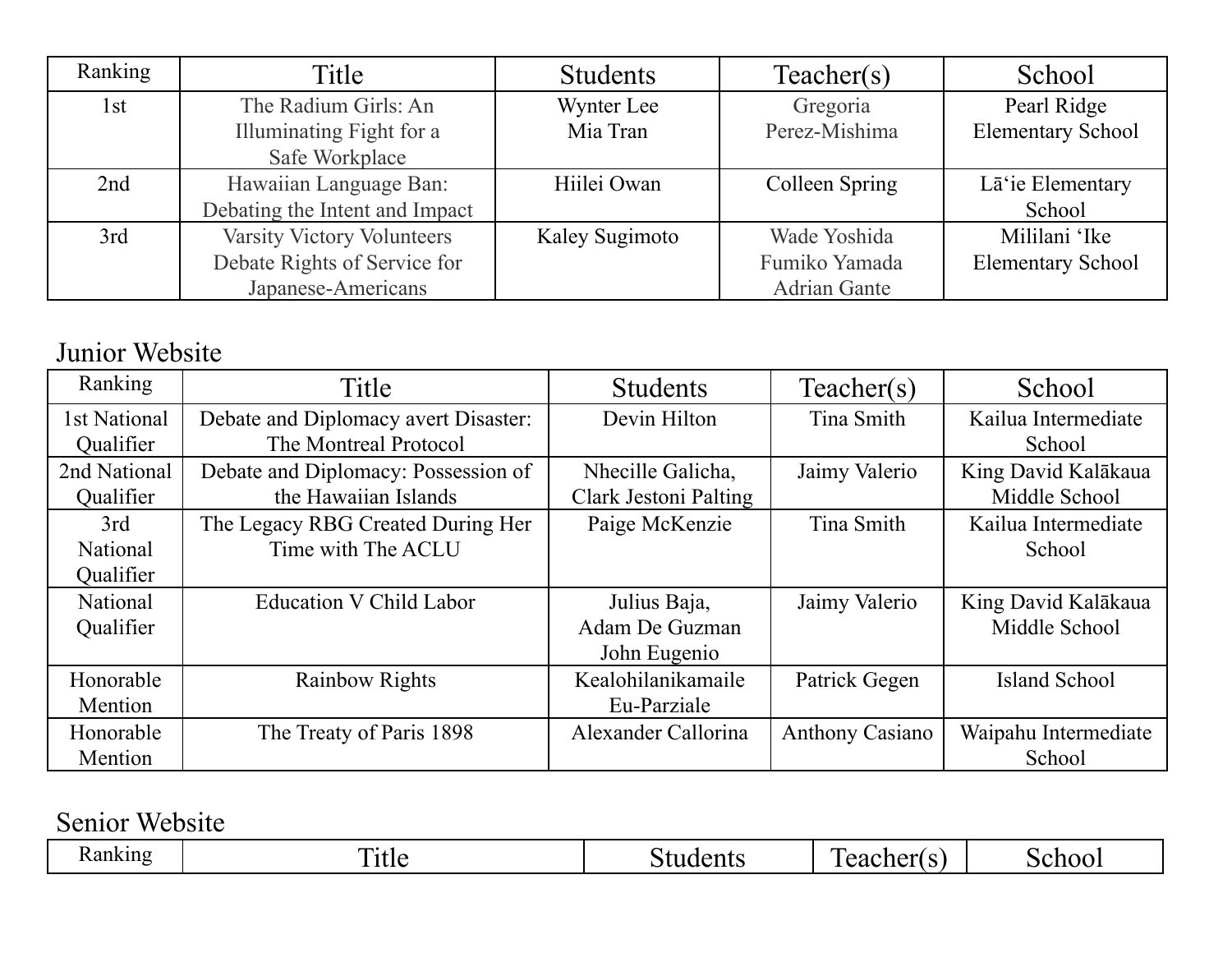| Ranking | Title | Students | Teacher(s) | School |
| --- | --- | --- | --- | --- |
| 1st | The Radium Girls: An Illuminating Fight for a Safe Workplace | Wynter Lee<br>Mia Tran | Gregoria Perez-Mishima | Pearl Ridge Elementary School |
| 2nd | Hawaiian Language Ban: Debating the Intent and Impact | Hiilei Owan | Colleen Spring | Lāʻie Elementary School |
| 3rd | Varsity Victory Volunteers Debate Rights of Service for Japanese-Americans | Kaley Sugimoto | Wade Yoshida<br>Fumiko Yamada<br>Adrian Gante | Mililani ʻIke Elementary School |

## Junior Website

| Ranking | Title | Students | Teacher(s) | School |
| --- | --- | --- | --- | --- |
| 1st National Qualifier | Debate and Diplomacy avert Disaster: The Montreal Protocol | Devin Hilton | Tina Smith | Kailua Intermediate School |
| 2nd National Qualifier | Debate and Diplomacy: Possession of the Hawaiian Islands | Nhecille Galicha, Clark Jestoni Palting | Jaimy Valerio | King David Kalākaua Middle School |
| 3rd National Qualifier | The Legacy RBG Created During Her Time with The ACLU | Paige McKenzie | Tina Smith | Kailua Intermediate School |
| National Qualifier | Education V Child Labor | Julius Baja,<br>Adam De Guzman<br>John Eugenio | Jaimy Valerio | King David Kalākaua Middle School |
| Honorable Mention | Rainbow Rights | Kealohilanikamaile Eu-Parziale | Patrick Gegen | Island School |
| Honorable Mention | The Treaty of Paris 1898 | Alexander Callorina | Anthony Casiano | Waipahu Intermediate School |

## Senior Website

| Ranking | Title | Students | Teacher(s) | School |
| --- | --- | --- | --- | --- |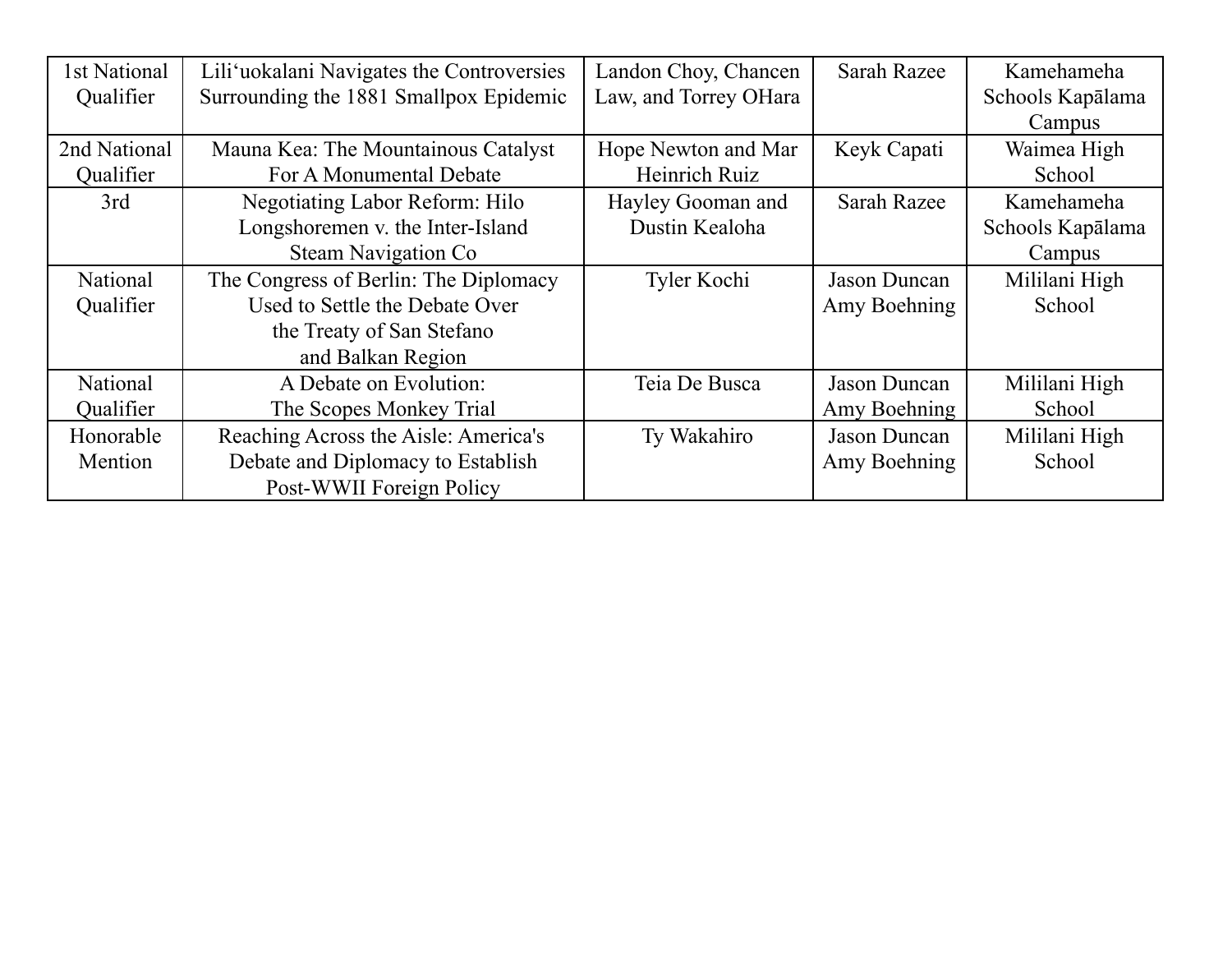| | | | | |
|---|---|---|---|---|
| 1st National Qualifier | Lili'uokalani Navigates the Controversies Surrounding the 1881 Smallpox Epidemic | Landon Choy, Chancen Law, and Torrey OHara | Sarah Razee | Kamehameha Schools Kapālama Campus |
| 2nd National Qualifier | Mauna Kea: The Mountainous Catalyst For A Monumental Debate | Hope Newton and Mar Heinrich Ruiz | Keyk Capati | Waimea High School |
| 3rd | Negotiating Labor Reform: Hilo Longshoremen v. the Inter-Island Steam Navigation Co | Hayley Gooman and Dustin Kealoha | Sarah Razee | Kamehameha Schools Kapālama Campus |
| National Qualifier | The Congress of Berlin: The Diplomacy Used to Settle the Debate Over the Treaty of San Stefano and Balkan Region | Tyler Kochi | Jason Duncan Amy Boehning | Mililani High School |
| National Qualifier | A Debate on Evolution: The Scopes Monkey Trial | Teia De Busca | Jason Duncan Amy Boehning | Mililani High School |
| Honorable Mention | Reaching Across the Aisle: America's Debate and Diplomacy to Establish Post-WWII Foreign Policy | Ty Wakahiro | Jason Duncan Amy Boehning | Mililani High School |